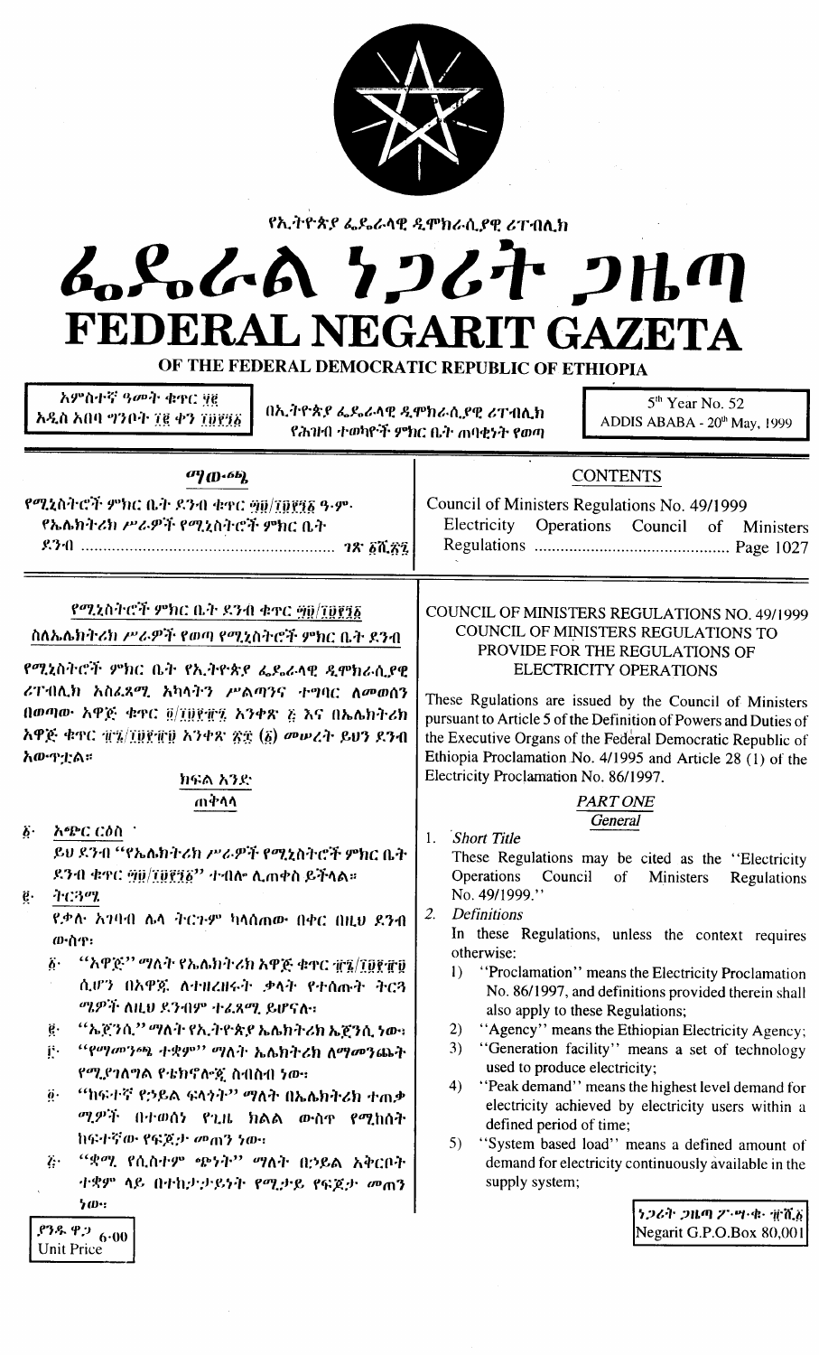የኢትዮጵያ ፌዴራላዊ ዲሞክራሲያዊ ሪፐብሊክ

# ፌዴራል ነጋሪት ጋዜጣ
# FEDERAL NEGARIT GAZETA
## OF THE FEDERAL DEMOCRATIC REPUBLIC OF ETHIOPIA

አምስተኛ ዓመት ቁጥር ፶፪
አዲስ አበባ ግንቦት ፲፪ ቀን ፲፱፻፺፩

በኢትዮጵያ ፌዴራላዊ ዲሞክራሲያዊ ሪፐብሊክ
የሕዝብ ተወካዮች ምክር ቤት ጠባቂነት የወጣ

5th Year No. 52
ADDIS ABABA - 20th May, 1999

**ማውጫ**

የሚኒስትሮች ምክር ቤት ደንብ ቁጥር ፵፱/፲፱፻፺፩ ዓ.ም.
የኤሌክትሪክ ሥራዎች የሚኒስትሮች ምክር ቤት
ደንብ ........................................................ ገጽ ፩ሺ፳፯

**CONTENTS**

Council of Ministers Regulations No. 49/1999
Electricity Operations Council of Ministers Regulations ............................................. Page 1027

---

የሚኒስትሮች ምክር ቤት ደንብ ቁጥር ፵፱/፲፱፻፺፩
ስለኤሌክትሪክ ሥራዎች የወጣ የሚኒስትሮች ምክር ቤት ደንብ

የሚኒስትሮች ምክር ቤት የኢትዮጵያ ፌዴራላዊ ዲሞክራሲያዊ ሪፐብሊክ አስፈጻሚ አካላትን ሥልጣንና ተግባር ለመወሰን በወጣው አዋጅ ቁጥር ፬/፲፱፻፹፯ አንቀጽ ፭ እና በኤሌክትሪክ አዋጅ ቁጥር ፹፮/፲፱፻፹፱ አንቀጽ ፳፰ (፩) መሠረት ይህን ደንብ አውጥቷል።

ክፍል አንድ
ጠቅላላ

፩· አጭር ርዕስ
ይህ ደንብ "የኤሌክትሪክ ሥራዎች የሚኒስትሮች ምክር ቤት ደንብ ቁጥር ፵፱/፲፱፻፺፩" ተብሎ ሊጠቀስ ይችላል።

፪· ትርጓሜ
የቃሉ አገባብ ሌላ ትርጉም ካላሰጠው በቀር በዚህ ደንብ ውስጥ፦

፩· "አዋጅ" ማለት የኤሌክትሪክ አዋጅ ቁጥር ፹፮/፲፱፻፹፱ ሲሆን በአዋጁ ለተዘረዘሩት ቃላት የተሰጡት ትርጓሜዎች ለዚህ ደንብም ተፈጻሚ ይሆናሉ፤
፪· "ኤጀንሲ" ማለት የኢትዮጵያ ኤሌክትሪክ ኤጀንሲ ነው፤
፫· "የማመንጫ ተቋም" ማለት ኤሌክትሪክ ለማመንጨት የሚያገለግል የቴክኖሎጂ ስብስብ ነው፤
፬· "ከፍተኛ የኃይል ፍላጎት" ማለት በኤሌክትሪክ ተጠቃሚዎች በተወሰነ የጊዜ ክልል ውስጥ የሚከሰት ከፍተኛው የፍጆታ መጠን ነው፤
፭· "ቋሚ የሲስተም ጭነት" ማለት በኃይል አቅርቦት ተቋም ላይ በተከታታይነት የሚታይ የፍጆታ መጠን ነው፤

COUNCIL OF MINISTERS REGULATIONS NO. 49/1999
COUNCIL OF MINISTERS REGULATIONS TO PROVIDE FOR THE REGULATIONS OF ELECTRICITY OPERATIONS

These Rgulations are issued by the Council of Ministers pursuant to Article 5 of the Definition of Powers and Duties of the Executive Organs of the Federal Democratic Republic of Ethiopia Proclamation No. 4/1995 and Article 28 (1) of the Electricity Proclamation No. 86/1997.

*PART ONE*
*General*

1. *Short Title*
These Regulations may be cited as the "Electricity Operations Council of Ministers Regulations No. 49/1999."

2. *Definitions*
In these Regulations, unless the context requires otherwise:
1) "Proclamation" means the Electricity Proclamation No. 86/1997, and definitions provided therein shall also apply to these Regulations;
2) "Agency" means the Ethiopian Electricity Agency;
3) "Generation facility" means a set of technology used to produce electricity;
4) "Peak demand" means the highest level demand for electricity achieved by electricity users within a defined period of time;
5) "System based load" means a defined amount of demand for electricity continuously available in the supply system;

ያንዱ ዋጋ 6·00
Unit Price

ነጋሪት ጋዜጣ ፖ·ሣ·ቁ· ፹ሺ፩
Negarit G.P.O.Box 80,001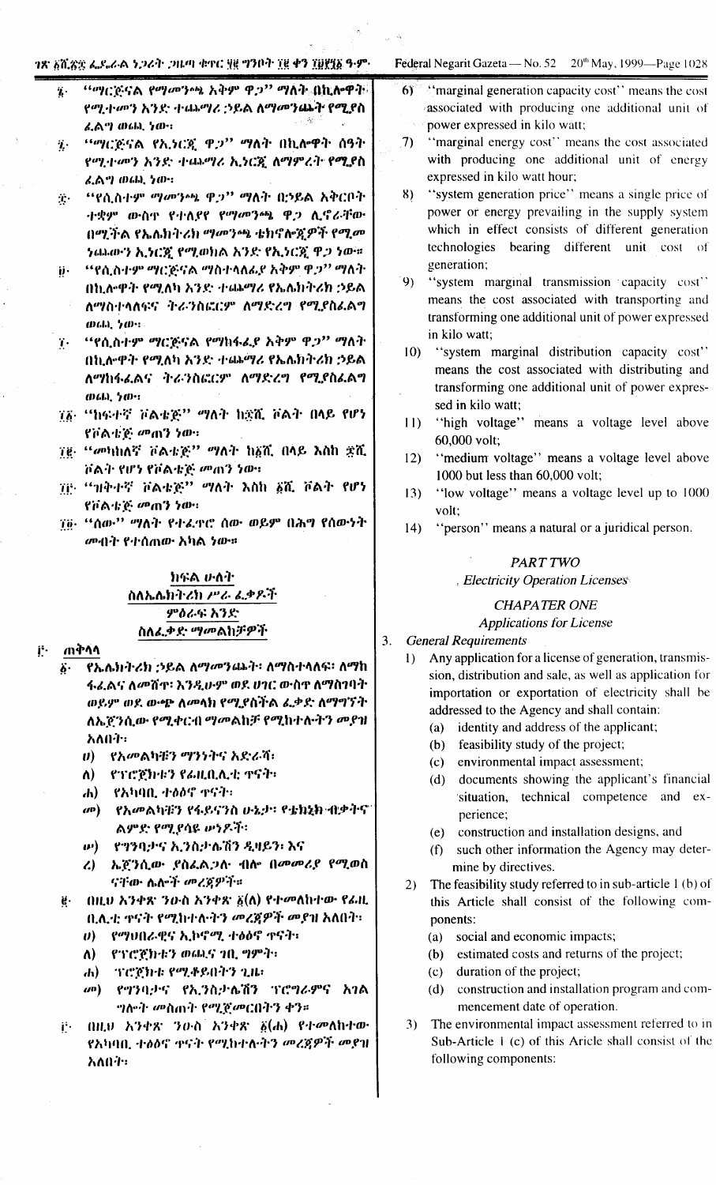፮· "ማርጅናል የማመንጫ አቅም ዋጋ" ማለት በኪሎዋት የሚለካን አንድ ተጨማሪ ኃይል ለማመንጨት የሚያስፈልግ ወጪ ነው፣

፯· "ማርጅናል የኢነርጂ ዋጋ" ማለት በኪሎዋት ሰዓት የሚለካን አንድ ተጨማሪ ኢነርጂ ለማምረት የሚያስፈልግ ወጪ ነው፣

፰· "የሲስተም ማመንጫ ዋጋ" ማለት በኃይል አቅርቦት ተቋም ውስጥ የተለያየ የማመንጫ ዋጋ ሊኖራቸው በሚችል የኤሌክትሪክ ማመንጫ ቴክኖሎጂዎች የሚመነጨውን ኢነርጂ የሚወክል አንድ የኢነርጂ ዋጋ ነው።

፱· "የሲስተም ማርጅናል ማስተላለፊያ አቅም ዋጋ" ማለት በኪሎዋት የሚለካ አንድ ተጨማሪ የኤሌክትሪክ ኃይል ለማስተላለፍና ትራንስፎርም ለማድረግ የሚያስፈልግ ወጪ ነው፣

፲· "የሲስተም ማርጅናል የማከፋፈያ አቅም ዋጋ" ማለት በኪሎዋት የሚለካ አንድ ተጨማሪ የኤሌክትሪክ ኃይል ለማከፋፈልና ትራንስፎርም ለማድረግ የሚያስፈልግ ወጪ ነው፣

፲፩· "ከፍተኛ ቮልቴጅ" ማለት ከ፷ሺ ቮልት በላይ የሆነ የቮልቴጅ መጠን ነው፣

፲፪· "መካከለኛ ቮልቴጅ" ማለት ከ፩ሺ በላይ እስከ ፷ሺ ቮልት የሆነ የቮልቴጅ መጠን ነው፣

፲፫· "ዝቅተኛ ቮልቴጅ" ማለት እስከ ፩ሺ ቮልት የሆነ የቮልቴጅ መጠን ነው፣

፲፬· "ሰው" ማለት የተፈጥሮ ሰው ወይም በሕግ የሰውነት መብት የተሰጠው አካል ነው።

## ክፍል ሁለት
## ስለኤሌክትሪክ ሥራ ፈቃዶች
### ምዕራፍ አንድ
### ስለፈቃድ ማመልከቻዎች

፫· ጠቅላላ

፩· የኤሌክትሪክ ኃይል ለማመንጨት፣ ለማስተላለፍ፣ ለማከፋፈልና ለመሸጥ፣ እንዲሁም ወደ ሀገር ውስጥ ለማስገባት ወይም ወደ ውጭ ለመላክ የሚያስፈልግ ፈቃድ ለማግኘት ለኤጀንሲው የሚቀርብ ማመልከቻ የሚከተሉትን መያዝ አለበት፡

ሀ) የአመልካቹን ማንነትና አድራሻ፣
ለ) የፕሮጀክቱን የፊዚቢሊቲ ጥናት፣
ሐ) የአካባቢ ተፅዕኖ ጥናት፣
መ) የአመልካቹን የፋይናንስ ሁኔታ፣ የቴክኒክ ብቃትና ልምድ የሚያሳዩ ሰነዶች፣
ሠ) የግንባታና ኢንስታሌሽን ዲዛይን፣ እና
ረ) ኤጀንሲው ያስፈልጋል ብሎ በመመሪያ የሚወስናቸው ሌሎች መረጃዎች።

፪· በዚህ አንቀጽ ንዑስ አንቀጽ ፩(ለ) የተመለከተው የፊዚቢሊቲ ጥናት የሚከተሉትን መረጃዎች መያዝ አለበት፡

ሀ) የማህበራዊና ኢኮኖሚ ተፅዕኖ ጥናት፣
ለ) የፕሮጀክቱን ወጪና ገቢ ግምት፣
ሐ) ፕሮጀክቱ የሚቆይበትን ጊዜ፣
መ) የግንባታና የኢንስታሌሽን ፕሮግራምና አገልግሎት መስጠት የሚጀመርበትን ቀን።

፫· በዚህ አንቀጽ ንዑስ አንቀጽ ፩(ሐ) የተመለከተው የአካባቢ ተፅዕኖ ጥናት የሚከተሉትን መረጃዎች መያዝ አለበት፡

6) "marginal generation capacity cost" means the cost associated with producing one additional unit of power expressed in kilo watt;

7) "marginal energy cost" means the cost associated with producing one additional unit of energy expressed in kilo watt hour;

8) "system generation price" means a single price of power or energy prevailing in the supply system which in effect consists of different generation technologies bearing different unit cost of generation;

9) "system marginal transmission capacity cost" means the cost associated with transporting and transforming one additional unit of power expressed in kilo watt;

10) "system marginal distribution capacity cost" means the cost associated with distributing and transforming one additional unit of power expressed in kilo watt;

11) "high voltage" means a voltage level above 60,000 volt;

12) "medium voltage" means a voltage level above 1000 but less than 60,000 volt;

13) "low voltage" means a voltage level up to 1000 volt;

14) "person" means a natural or a juridical person.

## PART TWO
## Electricity Operation Licenses
### CHAPATER ONE
### Applications for License

3. General Requirements

1) Any application for a license of generation, transmission, distribution and sale, as well as application for importation or exportation of electricity shall be addressed to the Agency and shall contain:
   (a) identity and address of the applicant;
   (b) feasibility study of the project;
   (c) environmental impact assessment;
   (d) documents showing the applicant's financial situation, technical competence and experience;
   (e) construction and installation designs, and
   (f) such other information the Agency may determine by directives.

2) The feasibility study referred to in sub-article 1 (b) of this Article shall consist of the following components:
   (a) social and economic impacts;
   (b) estimated costs and returns of the project;
   (c) duration of the project;
   (d) construction and installation program and commencement date of operation.

3) The environmental impact assessment referred to in Sub-Article 1 (c) of this Aricle shall consist of the following components: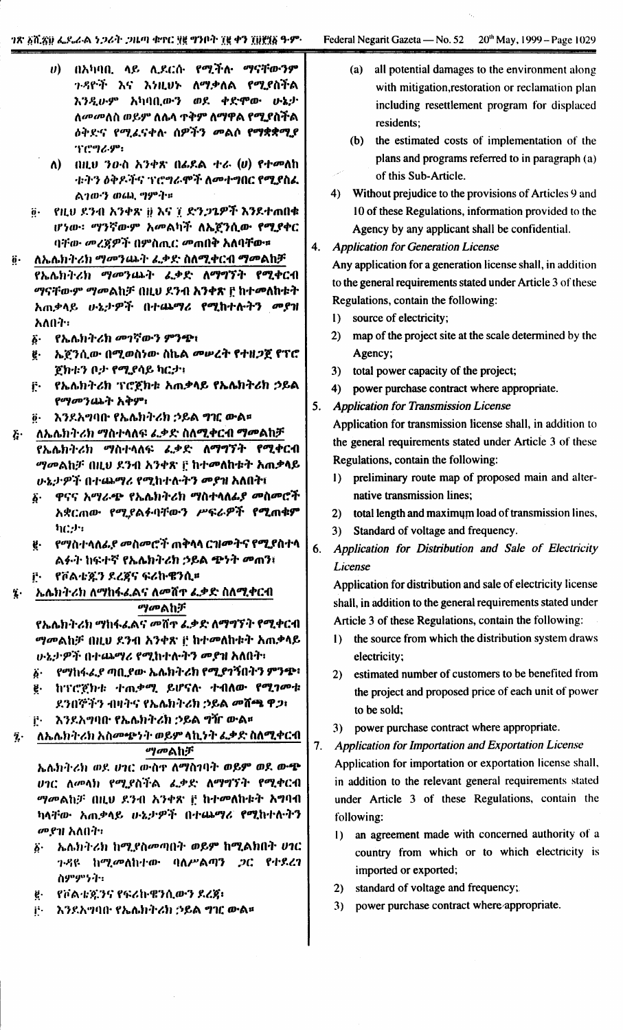ሀ) በአካቢ ላይ ሊደርሱ የሚችሉ ማናቸውንም ጉዳዮች እና እነዚህን ለማቃለል የሚያስችል እንዲሁም አካቢውን ወደ ቀድሞው ሁኔታ ለመመለስ ወይም ለሌላ ጥቅም ለማዋል የሚያስችል ዕቅድና የሚፈናቀሉ ሰዎችን መልሶ የማቋቋሚያ ፕሮግራም፣

ለ) በዚህ ንዑስ አንቀጽ በፊደል ተራ (ሀ) የተመለከቱትን ዕቅዶችና ፕሮግራሞች ለመተግበር የሚያስፈልገውን ወጪ ግምት።

፬· የዚህ ደንብ አንቀጽ ፱ እና ፲ ድንጋጌዎች እንደተጠበቁ ሆነው፣ ማንኛውም አመልካች ለኤጀንሲው የሚያቀርባቸው መረጃዎች በምስጢር መጠበቅ አለባቸው።

፬· ለኤሌክትሪክ ማመንጨት ፈቃድ ስለሚቀርብ ማመልከቻ

የኤሌክትሪክ ማመንጨት ፈቃድ ለማግኘት የሚቀርብ ማናቸውም ማመልከቻ በዚህ ደንብ አንቀጽ ፫ ከተመለከቱት አጠቃላይ ሁኔታዎች በተጨማሪ የሚከተሉትን መያዝ አለበት፣

፩· የኤሌክትሪክ መገኛውን ምንጭ፣
፪· ኤጀንሲው በሚወስነው ስኬል መሠረት የተዘጋጀ የፕሮጀክቱን ቦታ የሚያሳይ ካርታ፣
፫· የኤሌክትሪክ ፕሮጀክቱ አጠቃላይ የኤሌክትሪክ ኃይል የማመንጨት አቅም፣
፬· እንደአግባቡ የኤሌክትሪክ ኃይል ግዢ ውል።

፭· ለኤሌክትሪክ ማስተላለፍ ፈቃድ ስለሚቀርብ ማመልከቻ

የኤሌክትሪክ ማስተላለፍ ፈቃድ ለማግኘት የሚቀርብ ማመልከቻ በዚህ ደንብ አንቀጽ ፫ ከተመለከቱት አጠቃላይ ሁኔታዎች በተጨማሪ የሚከተሉትን መያዝ አለበት፣

፩· ዋናና አማራጭ የኤሌክትሪክ ማስተላለፊያ መስመሮች አቋርጠው የሚያልፉባቸውን ሥፍራዎች የሚጠቁም ካርታ፣
፪· የማስተላለፊያ መስመሮች ጠቅላላ ርዝመትና የሚያስተላልፉት ከፍተኛ የኤሌክትሪክ ኃይል ጭነት መጠን፣
፫· የቮልቴጁን ደረጃና ፍሪኩዌንሲ።

፮· ኤሌክትሪክ ለማከፋፈልና ለመሸጥ ፈቃድ ስለሚቀርብ ማመልከቻ

የኤሌክትሪክ ማከፋፈልና መሸጥ ፈቃድ ለማግኘት የሚቀርብ ማመልከቻ በዚህ ደንብ አንቀጽ ፫ ከተመለከቱት አጠቃላይ ሁኔታዎች በተጨማሪ የሚከተሉትን መያዝ አለበት፣

፩· የማከፋፈያ ጣቢያው ኤሌክትሪክ የሚያገኝበትን ምንጭ፣
፪· ከፕሮጀክቱ ተጠቃሚ ይሆናሉ ተብለው የሚገመቱ ደንበኞችን ብዛትና የኤሌክትሪክ ኃይል መሸጫ ዋጋ፣
፫· እንደአግባቡ የኤሌክትሪክ ኃይል ግዢ ውል።

፯· ለኤሌክትሪክ አስመጭነት ወይም ላኪነት ፈቃድ ስለሚቀርብ ማመልከቻ

ኤሌክትሪክ ወደ ሀገር ውስጥ ለማስገባት ወይም ወደ ውጭ ሀገር ለመላክ የሚያስችል ፈቃድ ለማግኘት የሚቀርብ ማመልከቻ በዚህ ደንብ አንቀጽ ፫ ከተመለከቱት አግባብ ካላቸው አጠቃላይ ሁኔታዎች በተጨማሪ የሚከተሉትን መያዝ አለበት፣

፩· ኤሌክትሪክ ከሚያስመጣበት ወይም ከሚልክበት ሀገር ጉዳዩ ከሚመለከተው ባለሥልጣን ጋር የተደረገ ስምምነት፣
፪· የቮልቴጁንና የፍሪኩዌንሲውን ደረጃ፣
፫· እንደአግባቡ የኤሌክትሪክ ኃይል ግዢ ውል።

(a) all potential damages to the environment along with mitigation, restoration or reclamation plan including resettlement program for displaced residents;

(b) the estimated costs of implementation of the plans and programs referred to in paragraph (a) of this Sub-Article.

4) Without prejudice to the provisions of Articles 9 and 10 of these Regulations, information provided to the Agency by any applicant shall be confidential.

4. *Application for Generation License*

Any application for a generation license shall, in addition to the general requirements stated under Article 3 of these Regulations, contain the following:

1) source of electricity;
2) map of the project site at the scale determined by the Agency;
3) total power capacity of the project;
4) power purchase contract where appropriate.

5. *Application for Transmission License*

Application for transmission license shall, in addition to the general requirements stated under Article 3 of these Regulations, contain the following:

1) preliminary route map of proposed main and alternative transmission lines;
2) total length and maximum load of transmission lines,
3) Standard of voltage and frequency.

6. *Application for Distribution and Sale of Electricity License*

Application for distribution and sale of electricity license shall, in addition to the general requirements stated under Article 3 of these Regulations, contain the following:

1) the source from which the distribution system draws electricity;
2) estimated number of customers to be benefited from the project and proposed price of each unit of power to be sold;
3) power purchase contract where appropriate.

7. *Application for Importation and Exportation License*

Application for importation or exportation license shall, in addition to the relevant general requirements stated under Article 3 of these Regulations, contain the following:

1) an agreement made with concerned authority of a country from which or to which electricity is imported or exported;
2) standard of voltage and frequency;
3) power purchase contract where appropriate.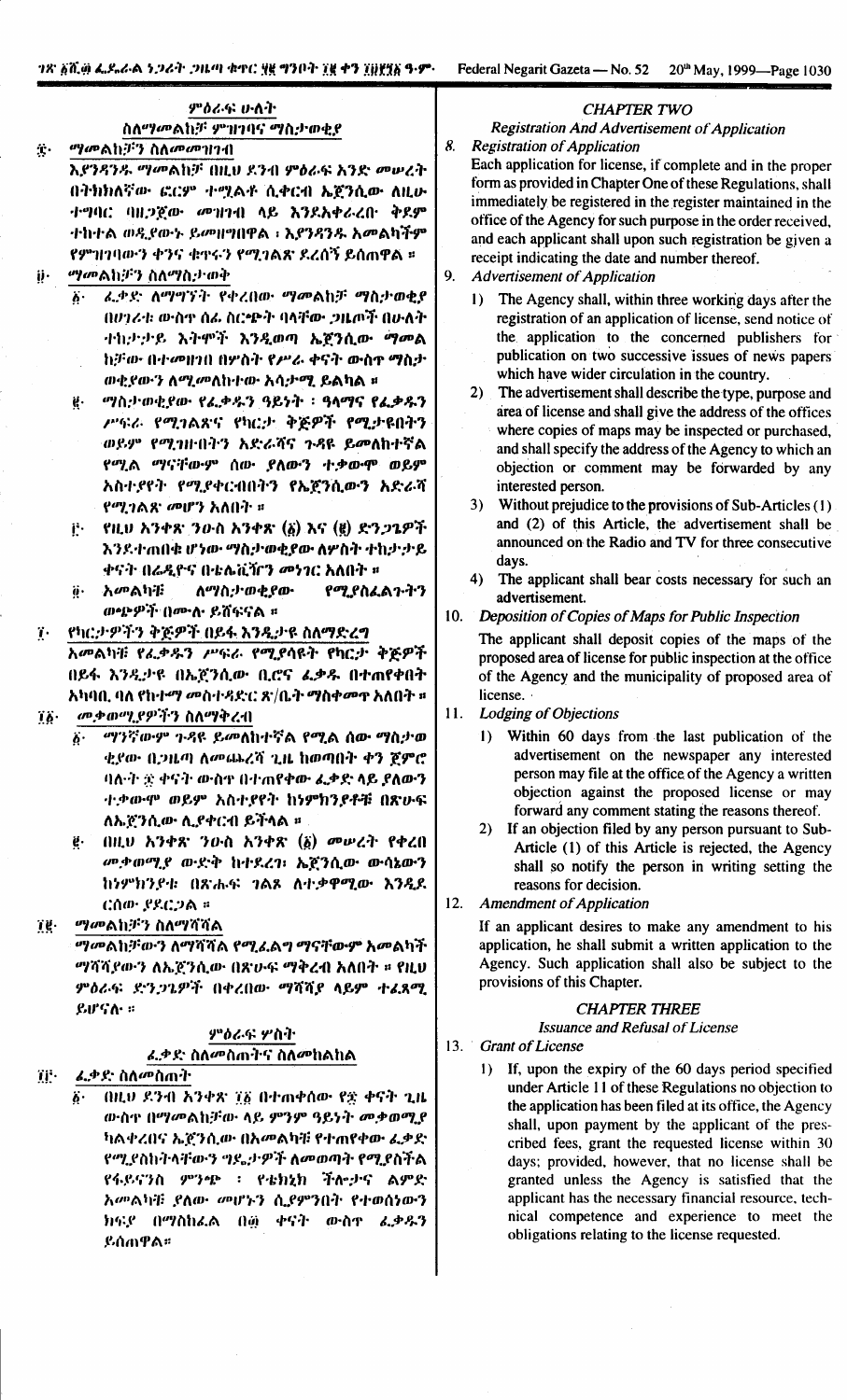## ምዕራፍ ሁለት

### ስለማመልከቻ ምዝገባና ማስታወቂያ

**፰· ማመልከቻን ስለመመዝገብ**

እያንዳንዱ ማመልከቻ በዚህ ደንብ ምዕራፍ አንድ መሠረት በትክክለኛው ፎርም ተሟልቶ ሲቀርብ ኤጀንሲው ለዚሁ ተግባር ባዘጋጀው መዝገብ ላይ እንደአቀራረቡ ቅደም ተከተል ወዲያውኑ ይመዘግባል ፤ እያንዳንዱ አመልካችም የምዝገባውን ቀንና ቁጥሩን የሚገልጽ ደረሰኝ ይሰጠዋል ።

**፱· ማመልከቻን ስለማስታወቅ**

፩· ፈቃድ ለማግኘት የቀረበው ማመልከቻ ማስታወቂያ በሀገሪቱ ውስጥ ሰፊ ስርጭት ባላቸው ጋዜጦች በሁለት ተከታታይ እትሞች እንዲወጣ ኤጀንሲው ማመልከቻው በተመዘገበ በሦስት የሥራ ቀናት ውስጥ ማስታወቂያውን ለሚመለከተው አሳታሚ ይልካል ።

፪· ማስታወቂያው የፈቃዱን ዓይነት ፣ ዓላማና የፈቃዱን ሥፍራ የሚገልጽና የካርታ ቅጅዎች የሚታዩበትን ወይም የሚገዙበትን አድራሻና ጉዳዩ ይመለከተኛል የሚል ማናቸውም ሰው ያለውን ተቃውሞ ወይም አስተያየት የሚያቀርብበትን የኤጀንሲውን አድራሻ የሚገልጽ መሆን አለበት ።

፫· የዚህ አንቀጽ ንዑስ አንቀጽ (፩) እና (፪) ድንጋጌዎች እንደተጠበቁ ሆነው ማስታወቂያው ለሦስት ተከታታይ ቀናት በሬዲዮና በቴሌቪዥን መነገር አለበት ።

፬· አመልካቹ ለማስታወቂያው የሚያስፈልጉትን ወጭዎች በሙሉ ይሸፍናል ።

**፲· የካርታዎችን ቅጅዎች በይፋ እንዲታዩ ስለማድረግ**

አመልካቹ የፈቃዱን ሥፍራ የሚያሳዩት የካርታ ቅጅዎች በይፋ እንዲታዩ በኤጀንሲው ቢሮና ፈቃዱ በተጠየቀበት አካባቢ ባለ የከተማ መስተዳድር ጽ/ቤት ማስቀመጥ አለበት ።

**፲፩· መቃወሚያዎችን ስለማቅረብ**

፩· ማንኛውም ጉዳዩ ይመለከተኛል የሚል ሰው ማስታወቂያው በጋዜጣ ለመጨረሻ ጊዜ ከወጣበት ቀን ጀምሮ ባሉት ፷ ቀናት ውስጥ በተጠየቀው ፈቃድ ላይ ያለውን ተቃውሞ ወይም አስተያየት ከነምክንያቶቹ በጽሁፍ ለኤጀንሲው ሊያቀርብ ይችላል ።

፪· በዚህ አንቀጽ ንዑስ አንቀጽ (፩) መሠረት የቀረበ መቃወሚያ ውድቅ ከተደረገ፣ ኤጀንሲው ውሳኔውን ከነምክንያቱ በጽሑፍ ገልጾ ለተቃዋሚው እንዲደርሰው ያደርጋል ።

**፲፪· ማመልከቻን ስለማሻሻል**

ማመልከቻውን ለማሻሻል የሚፈልግ ማናቸውም አመልካች ማሻሻያውን ለኤጀንሲው በጽሁፍ ማቅረብ አለበት ። የዚህ ምዕራፍ ድንጋጌዎች በቀረበው ማሻሻያ ላይም ተፈጻሚ ይሆናሉ ።

## ምዕራፍ ሦስት

### ፈቃድ ስለመስጠትና ስለመከልከል

**፲፫· ፈቃድ ስለመስጠት**

፩· በዚህ ደንብ አንቀጽ ፲፩ በተጠቀሰው የ፷ ቀናት ጊዜ ውስጥ በማመልከቻው ላይ ምንም ዓይነት መቃወሚያ ካልቀረበና ኤጀንሲው በአመልካቹ የተጠየቀው ፈቃድ የሚያስከትላቸውን ግዴታዎች ለመወጣት የሚያስችል የፋይናንስ ምንጭ ፣ የቴክኒክ ችሎታና ልምድ አመልካቹ ያለው መሆኑን ሲያምንበት የተወሰነውን ክፍያ በማስከፈል በ፴ ቀናት ውስጥ ፈቃዱን ይሰጠዋል።

## CHAPTER TWO

### Registration And Advertisement of Application

**8. Registration of Application**

Each application for license, if complete and in the proper form as provided in Chapter One of these Regulations, shall immediately be registered in the register maintained in the office of the Agency for such purpose in the order received, and each applicant shall upon such registration be given a receipt indicating the date and number thereof.

**9. Advertisement of Application**

1) The Agency shall, within three working days after the registration of an application of license, send notice of the application to the concerned publishers for publication on two successive issues of news papers which have wider circulation in the country.

2) The advertisement shall describe the type, purpose and area of license and shall give the address of the offices where copies of maps may be inspected or purchased, and shall specify the address of the Agency to which an objection or comment may be forwarded by any interested person.

3) Without prejudice to the provisions of Sub-Articles (1) and (2) of this Article, the advertisement shall be announced on the Radio and TV for three consecutive days.

4) The applicant shall bear costs necessary for such an advertisement.

**10. Deposition of Copies of Maps for Public Inspection**

The applicant shall deposit copies of the maps of the proposed area of license for public inspection at the office of the Agency and the municipality of proposed area of license.

**11. Lodging of Objections**

1) Within 60 days from the last publication of the advertisement on the newspaper any interested person may file at the office of the Agency a written objection against the proposed license or may forward any comment stating the reasons thereof.

2) If an objection filed by any person pursuant to Sub-Article (1) of this Article is rejected, the Agency shall so notify the person in writing setting the reasons for decision.

**12. Amendment of Application**

If an applicant desires to make any amendment to his application, he shall submit a written application to the Agency. Such application shall also be subject to the provisions of this Chapter.

## CHAPTER THREE

### Issuance and Refusal of License

**13. Grant of License**

1) If, upon the expiry of the 60 days period specified under Article 11 of these Regulations no objection to the application has been filed at its office, the Agency shall, upon payment by the applicant of the prescribed fees, grant the requested license within 30 days; provided, however, that no license shall be granted unless the Agency is satisfied that the applicant has the necessary financial resource, technical competence and experience to meet the obligations relating to the license requested.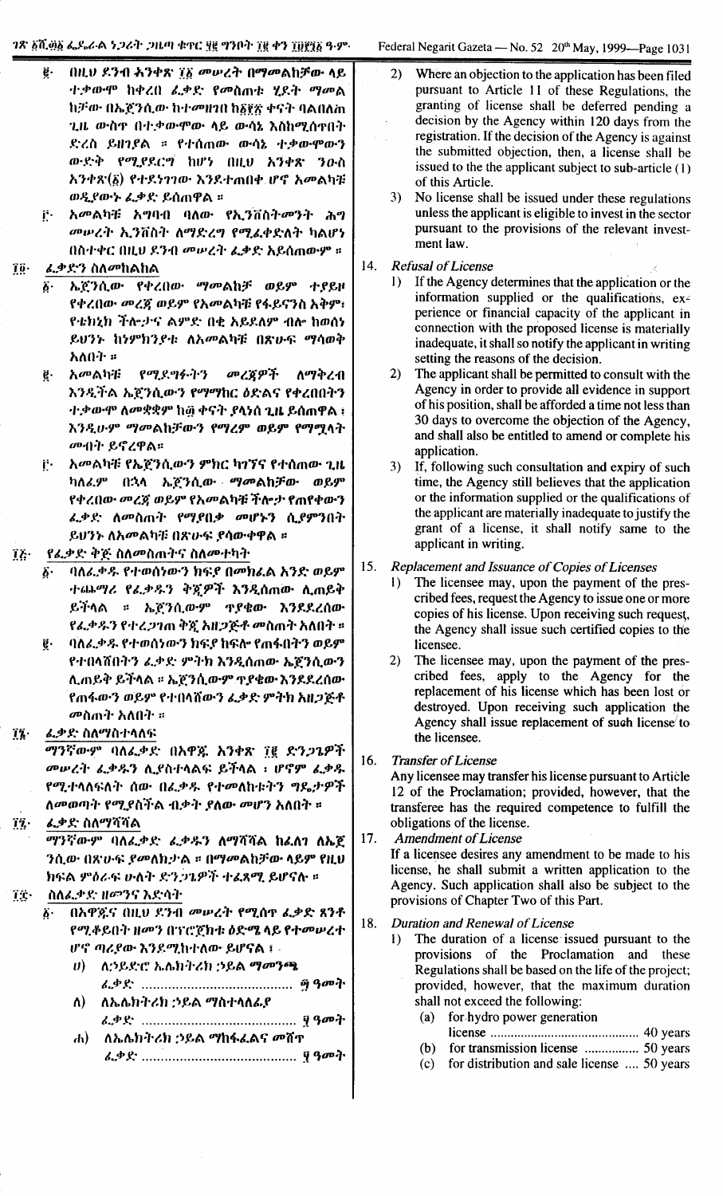፪· በዚህ ደንብ አንቀጽ ፲፩ መሠረት በማመልከቻው ላይ ተቃውሞ ከቀረበ ፈቃድ የመስጠቱ ሂደት ማመልከቻው በኤጀንሲው ከተመዘገበ ከ፻፳ ቀናት ባልበለጠ ጊዜ ውስጥ በተቃውሞው ላይ ውሳኔ እስከሚሰጥበት ድረስ ይዘገያል ። የተሰጠው ውሳኔ ተቃውሞውን ውድቅ የሚያደርግ ከሆነ በዚህ አንቀጽ ንዑስ አንቀጽ (፩) የተደነገገው እንደተጠበቀ ሆኖ አመልካቹ ወዲያውኑ ፈቃድ ይሰጠዋል ።

፫· አመልካቹ አግባብ ባለው የኢንቨስትመንት ሕግ መሠረት ኢንቨስት ለማድረግ የሚፈቀድለት ካልሆነ በስተቀር በዚህ ደንብ መሠረት ፈቃድ አይሰጠውም ።

፲፬· ፈቃድን ስለመከልከል

፩· ኤጀንሲው የቀረበው ማመልከቻ ወይም ተያይዞ የቀረበው መረጃ ወይም የአመልካቹ የሩያናስ አቅም፣ የቴክኒክ ችሎታና ልምድ በቂ አይደለም ብሎ ከወሰነ ይህንኑ ከነምክንያቱ ለአመልካቹ በጽሁፍ ማሳወቅ አለበት ።

፪· አመልካቹ የሚያግዙትን መረጃዎች ለማቅረብ እንዲችል ኤጀንሲውን የማማከር ዕድልና የቀረበበትን ተቃውሞ ለመቋቋም ከ፴ ቀናት ያላነሰ ጊዜ ይሰጠዋል ፤ እንዲሁም ማመልከቻውን የማረም ወይም የማሟላት መብት ይኖረዋል።

፫· አመልካቹ የኤጀንሲውን ምክር ካገኘና የተሰጠው ጊዜ ካለፈም በኋላ ኤጀንሲው ማመልከቻው ወይም የቀረበው መረጃ ወይም የአመልካቹ ችሎታ የጠየቀውን ፈቃድ ለመስጠት የማያበቃ መሆኑን ሲያምንበት ይህንኑ ለአመልካቹ በጽሁፍ ያሳውቀዋል ።

፲፭· የፈቃድ ቅጅ ስለመስጠትና ስለመተካት

፩· ባለፈቃዱ የተወሰነውን ክፍያ በመክፈል አንድ ወይም ተጨማሪ የፈቃዱን ቅጅዎች እንዲሰጠው ሊጠይቅ ይችላል ። ኤጀንሲውም ጥያቄው እንደደረሰው የፈቃዱን የተረጋገጠ ቅጅ አዘጋጅቶ መስጠት አለበት ።

፪· ባለፈቃዱ የተወሰነውን ክፍያ ከፍሎ የጠፋበትን ወይም የተበላሸበትን ፈቃድ ምትክ እንዲሰጠው ኤጀንሲውን ሊጠይቅ ይችላል ። ኤጀንሲውም ጥያቄው እንደደረሰው የጠፋውን ወይም የተበላሸውን ፈቃድ ምትክ አዘጋጅቶ መስጠት አለበት ።

፲፮· ፈቃድ ስለማስተላለፍ

ማንኛውም ባለፈቃድ በአዋጁ አንቀጽ ፲፪ ድንጋጌዎች መሠረት ፈቃዱን ሊያስተላልፍ ይችላል ፤ ሆኖም ፈቃዱ የሚተላለፍለት ሰው በፈቃዱ የተመለከቱትን ግዴታዎች ለመወጣት የሚያስችል ብቃት ያለው መሆን አለበት ።

፲፯· ፈቃድ ስለማሻሻል

ማንኛውም ባለፈቃድ ፈቃዱን ለማሻሻል ከፈለገ ለኤጀንሲው በጽሁፍ ያመለክታል ። በማመልከቻው ላይም የዚህ ክፍል ምዕራፍ ሁለት ድንጋጌዎች ተፈጻሚ ይሆናሉ ።

፲፰· ስለፈቃድ ዘመንና እድሳት

፩· በአዋጁና በዚህ ደንብ መሠረት የሚሰጥ ፈቃድ ጸንቶ የሚቆይበት ዘመን በፕሮጀክቱ ዕድሜ ላይ የተመሠረተ ሆኖ ጣሪያው እንደሚከተለው ይሆናል ፤

ሀ) ለኃይድሮ ኤሌክትሪክ ኃይል ማመንጫ ፈቃድ ........................................ ፵ ዓመት

ለ) ለኤሌክትሪክ ኃይል ማስተላለፊያ ፈቃድ ........................................ ፶ ዓመት

ሐ) ለኤሌክትሪክ ኃይል ማከፋፈልና መሸጥ ፈቃድ ........................................ ፶ ዓመት

2) Where an objection to the application has been filed pursuant to Article 11 of these Regulations, the granting of license shall be deferred pending a decision by the Agency within 120 days from the registration. If the decision of the Agency is against the submitted objection, then, a license shall be issued to the applicant subject to sub-article (1) of this Article.

3) No license shall be issued under these regulations unless the applicant is eligible to invest in the sector pursuant to the provisions of the relevant investment law.

14. *Refusal of License*

1) If the Agency determines that the application or the information supplied or the qualifications, experience or financial capacity of the applicant in connection with the proposed license is materially inadequate, it shall so notify the applicant in writing setting the reasons of the decision.

2) The applicant shall be permitted to consult with the Agency in order to provide all evidence in support of his position, shall be afforded a time not less than 30 days to overcome the objection of the Agency, and shall also be entitled to amend or complete his application.

3) If, following such consultation and expiry of such time, the Agency still believes that the application or the information supplied or the qualifications of the applicant are materially inadequate to justify the grant of a license, it shall notify same to the applicant in writing.

15. *Replacement and Issuance of Copies of Licenses*

1) The licensee may, upon the payment of the prescribed fees, request the Agency to issue one or more copies of his license. Upon receiving such request, the Agency shall issue such certified copies to the licensee.

2) The licensee may, upon the payment of the prescribed fees, apply to the Agency for the replacement of his license which has been lost or destroyed. Upon receiving such application the Agency shall issue replacement of such license to the licensee.

16. *Transfer of License*

Any licensee may transfer his license pursuant to Article 12 of the Proclamation; provided, however, that the transferee has the required competence to fulfill the obligations of the license.

17. *Amendment of License*

If a licensee desires any amendment to be made to his license, he shall submit a written application to the Agency. Such application shall also be subject to the provisions of Chapter Two of this Part.

18. *Duration and Renewal of License*

1) The duration of a license issued pursuant to the provisions of the Proclamation and these Regulations shall be based on the life of the project; provided, however, that the maximum duration shall not exceed the following:

(a) for hydro power generation license ........................................ 40 years

(b) for transmission license ................ 50 years

(c) for distribution and sale license .... 50 years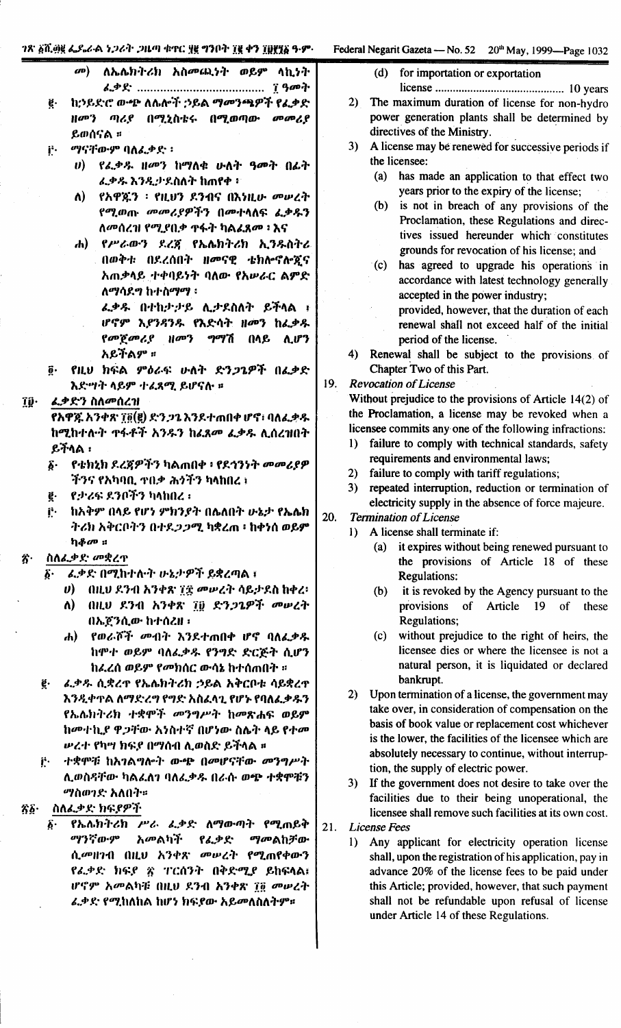መ) ለኤሌክትሪክ አስመጪነት ወይም ላኪነት ፈቃድ ........................................ ፲ ዓመት

፪· ከኃይድሮ ውጭ ለሌሎች ኃይል ማመንጫዎች የፈቃድ ዘመን ጣሪያ በሚኒስቴሩ በሚወጣው መመሪያ ይወሰናል ።

፫· ማናቸውም ባለፈቃድ፡

ሀ) የፈቃዱ ዘመን ከማለቁ ሁለት ዓመት በፊት ፈቃዱ እንዲታደስለት ከጠየቀ ፤

ለ) የአዋጁን ፡ የዚህን ደንብና በእነዚሁ መሠረት የሚወጡ መመሪያዎችን በመተላለፍ ፈቃዱን ለመሰረዝ የሚያበቃ ጥፋት ካልፈጸመ ፤ እና

ሐ) የሥራውን ደረጃ የኤሌክትሪክ ኢንዱስትሪ በወቅቱ በደረሰበት ዘመናዊ ቴክኖሎጂና አጠቃላይ ተቀባይነት ባለው የአሠራር ልምድ ለማሳደግ ከተስማማ፡

ፈቃዱ በተከታታይ ሊታደስለት ይችላል ፤ ሆኖም እያንዳንዱ የእድሳት ዘመን ከፈቃዱ የመጀመሪያ ዘመን ግማሽ በላይ ሊሆን አይችልም ።

፬· የዚህ ክፍል ምዕራፍ ሁለት ድንጋጌዎች በፈቃድ እድሣት ላይም ተፈጻሚ ይሆናሉ ።

፲፱· ፈቃድን ስለመሰረዝ

የአዋጁ አንቀጽ ፲፬(፪) ድንጋጌ እንደተጠበቀ ሆኖ፡ ባለፈቃዱ ከሚከተሉት ጥፋቶች አንዱን ከፈጸመ ፈቃዱ ሊሰረዝበት ይችላል ፡

፩· የቴክኒክ ደረጃዎችን ካልጠበቀ ፡ የደኅንነት መመሪያዎችንና የአካባቢ ጥበቃ ሕጎችን ካላከበረ ፤

፪· የታሪፍ ደንቦችን ካላከበረ ፤

፫· ከአቅም በላይ የሆነ ምክንያት በሌለበት ሁኔታ የኤሌክትሪክ አቅርቦትን በተደጋጋሚ ካቋረጠ ፡ ከቀነሰ ወይም ካቆመ ።

፳· ስለፈቃድ መቋረጥ

፩· ፈቃድ በሚከተሉት ሁኔታዎች ይቋረጣል ፤

ሀ) በዚህ ደንብ አንቀጽ ፲፰ መሠረት ሳይታደስ ከቀረ፡

ለ) በዚህ ደንብ አንቀጽ ፲፱ ድንጋጌዎች መሠረት በኤጀንሲው ከተሰረዘ ፤

ሐ) የወራሾች መብት እንደተጠበቀ ሆኖ ባለፈቃዱ ከሞተ ወይም ባለፈቃዱ የንግድ ድርጅት ሲሆን ከፈረሰ ወይም የመክሰር ውሳኔ ከተሰጠበት ።

፪· ፈቃዱ ሲቋረጥ የኤሌክትሪክ ኃይል አቅርቦቱ ሳይቋረጥ እንዲቀጥል ለማድረግ የግድ አስፈላጊ የሆኑ የባለፈቃዱን የኤሌክትሪክ ተቋሞች መንግሥት ከመጽሐፍ ወይም ከመተኪያ ዋጋቸው አነስተኛ በሆነው ስሌት ላይ የተመሠረተ የካሣ ክፍያ በማስላት ሊወስድ ይችላል ።

፫· ተቋሞቹ ከአገልግሎት ውጭ በመሆናቸው መንግሥት ሊወስዳቸው ካልፈለገ ባለፈቃዱ በራሱ ወጭ ተቋሞቹን ማስወገድ አለበት።

፳፩· ስለፈቃድ ክፍያዎች

፩· የኤሌክትሪክ ሥራ ፈቃድ ለማውጣት የሚጠይቅ ማንኛውም አመልካች የፈቃድ ማመልከቻው ሲመዘገብ በዚህ አንቀጽ መሠረት የሚጠየቀውን የፈቃድ ክፍያ ፳ ፐርሰንት በቅድሚያ ይከፍላል፡ ሆኖም አመልካቹ በዚህ ደንብ አንቀጽ ፲፬ መሠረት ፈቃድ የሚከለከል ከሆነ ክፍያው አይመለስለትም።

(d) for importation or exportation license ........................................ 10 years

2) The maximum duration of license for non-hydro power generation plants shall be determined by directives of the Ministry.

3) A license may be renewed for successive periods if the licensee:

(a) has made an application to that effect two years prior to the expiry of the license;

(b) is not in breach of any provisions of the Proclamation, these Regulations and directives issued hereunder which constitutes grounds for revocation of his license; and

(c) has agreed to upgrade his operations in accordance with latest technology generally accepted in the power industry;

provided, however, that the duration of each renewal shall not exceed half of the initial period of the license.

4) Renewal shall be subject to the provisions of Chapter Two of this Part.

19. *Revocation of License*

Without prejudice to the provisions of Article 14(2) of the Proclamation, a license may be revoked when a licensee commits any one of the following infractions:

1) failure to comply with technical standards, safety requirements and environmental laws;

2) failure to comply with tariff regulations;

3) repeated interruption, reduction or termination of electricity supply in the absence of force majeure.

20. *Termination of License*

1) A license shall terminate if:

(a) it expires without being renewed pursuant to the provisions of Article 18 of these Regulations;

(b) it is revoked by the Agency pursuant to the provisions of Article 19 of these Regulations;

(c) without prejudice to the right of heirs, the licensee dies or where the licensee is not a natural person, it is liquidated or declared bankrupt.

2) Upon termination of a license, the government may take over, in consideration of compensation on the basis of book value or replacement cost whichever is the lower, the facilities of the licensee which are absolutely necessary to continue, without interruption, the supply of electric power.

3) If the government does not desire to take over the facilities due to their being unoperational, the licensee shall remove such facilities at its own cost.

21. *License Fees*

1) Any applicant for electricity operation license shall, upon the registration of his application, pay in advance 20% of the license fees to be paid under this Article; provided, however, that such payment shall not be refundable upon refusal of license under Article 14 of these Regulations.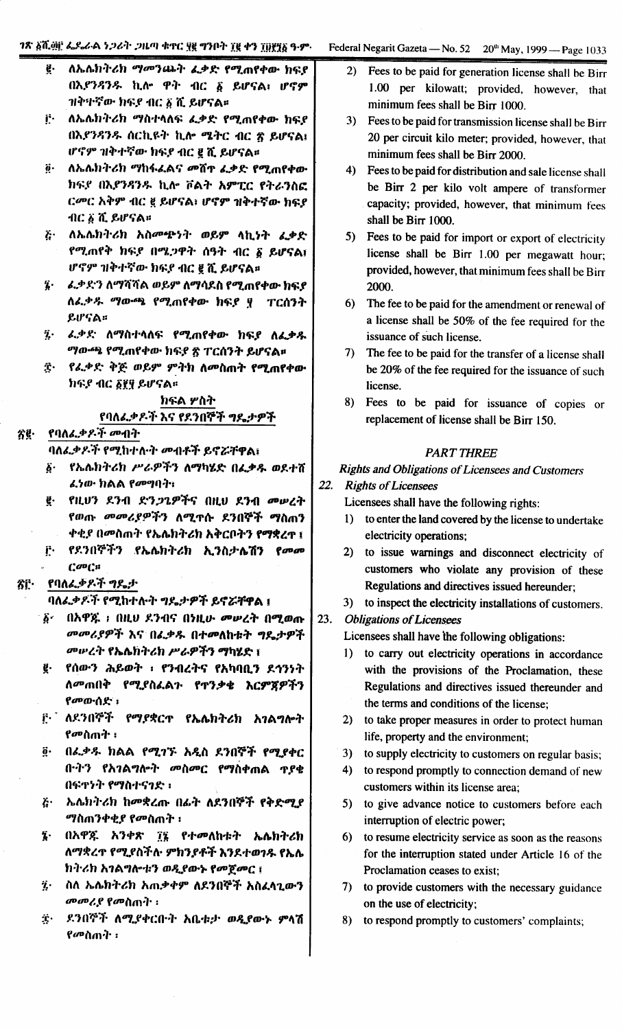፪· ለኤሌክትሪክ ማመንጨት ፈቃድ የሚጠየቀው ክፍያ በእያንዳንዱ ኪሎ ዋት ብር ፩ ይሆናል፡ ሆኖም ዝቅተኛው ክፍያ ብር ፩ ሺ ይሆናል።

፫· ለኤሌክትሪክ ማስተላለፍ ፈቃድ የሚጠየቀው ክፍያ በእያንዳንዱ ሰርኪዩት ኪሎ ሜትር ብር ፳ ይሆናል፤ ሆኖም ዝቅተኛው ክፍያ ብር ፪ ሺ ይሆናል።

፬· ለኤሌክትሪክ ማከፋፈልና መሸጥ ፈቃድ የሚጠየቀው ክፍያ በእያንዳንዱ ኪሎ ቮልት አምፒር የትራንስፎርመር አቅም ብር ፪ ይሆናል፤ ሆኖም ዝቅተኛው ክፍያ ብር ፩ ሺ ይሆናል።

፭· ለኤሌክትሪክ አስመጭንት ወይም ላኪነት ፈቃድ የሚጠየቅ ክፍያ በሜጋዋት ሰዓት ብር ፩ ይሆናል፤ ሆኖም ዝቅተኛው ክፍያ ብር ፪ ሺ ይሆናል።

፮· ፈቃድን ለማሻሻል ወይም ለማሳደስ የሚጠየቀው ክፍያ ለፈቃዱ ማውጫ የሚጠየቀው ክፍያ ፶ ፐርሰንት ይሆናል።

፯· ፈቃድ ለማስተላለፍ የሚጠየቀው ክፍያ ለፈቃዱ ማውጫ የሚጠየቀው ክፍያ ፳ ፐርሰንት ይሆናል።

፰· የፈቃድ ቅጅ ወይም ምትክ ለመስጠት የሚጠየቀው ክፍያ ብር ፩፻፶ ይሆናል።

## ክፍል ሦስት

### የባለፈቃዶች እና የደንበኞች ግዴታዎች

**፳፪· የባለፈቃዶች መብት**

ባለፈቃዶች የሚከተሉት መብቶች ይኖሯቸዋል፤

፩· የኤሌክትሪክ ሥራዎችን ለማካሄድ በፈቃዱ ወደተሸፈነው ክልል የመግባት፤

፪· የዚህን ደንብ ድንጋጌዎችና በዚህ ደንብ መሠረት የወጡ መመሪያዎችን ለሚጥሱ ደንበኞች ማስጠንቀቂያ በመስጠት የኤሌክትሪክ አቅርቦትን የማቋረጥ ፤

፫· የደንበኞችን የኤሌክትሪክ ኢንስታሌሽን የመመርመር።

**፳፫· የባለፈቃዶች ግዴታ**

ባለፈቃዶች የሚከተሉት ግዴታዎች ይኖሯቸዋል ፤

፩· በአዋጁ ፣ በዚህ ደንብና በነዚሁ መሠረት በሚወጡ መመሪያዎች እና በፈቃዱ በተመለከቱት ግዴታዎች መሠረት የኤሌክትሪክ ሥራዎችን ማካሄድ ፤

፪· የሰውን ሕይወት ፣ የንብረትና የአካባቢን ደኅንነት ለመጠበቅ የሚያስፈልጉ የጥንቃቄ እርምጃዎችን የመውሰድ ፤

፫· ለደንበኞች የማያቋርጥ የኤሌክትሪክ አገልግሎት የመስጠት ፤

፬· በፈቃዱ ክልል የሚገኙ አዲስ ደንበኞች የሚያቀርቡትን የአገልግሎት መስመር የማስቀጠል ጥያቄ በፍጥነት የማስተናገድ ፤

፭· ኤሌክትሪክ ከመቋረጡ በፊት ለደንበኞች የቅድሚያ ማስጠንቀቂያ የመስጠት ፤

፮· በአዋጁ አንቀጽ ፲፮ የተመለከቱት ኤሌክትሪክ ለማቋረጥ የሚያስችሉ ምክንያቶች እንደተወገዱ የኤሌክትሪክ አገልግሎቱን ወዲያውኑ የመጀመር ፤

፯· ስለ ኤሌክትሪክ አጠቃቀም ለደንበኞች አስፈላጊውን መመሪያ የመስጠት ፤

፰· ደንበኞች ለሚያቀርቡት አቤቱታ ወዲያውኑ ምላሽ የመስጠት ፤

2) Fees to be paid for generation license shall be Birr 1.00 per kilowatt; provided, however, that minimum fees shall be Birr 1000.

3) Fees to be paid for transmission license shall be Birr 20 per circuit kilo meter; provided, however, that minimum fees shall be Birr 2000.

4) Fees to be paid for distribution and sale license shall be Birr 2 per kilo volt ampere of transformer capacity; provided, however, that minimum fees shall be Birr 1000.

5) Fees to be paid for import or export of electricity license shall be Birr 1.00 per megawatt hour; provided, however, that minimum fees shall be Birr 2000.

6) The fee to be paid for the amendment or renewal of a license shall be 50% of the fee required for the issuance of such license.

7) The fee to be paid for the transfer of a license shall be 20% of the fee required for the issuance of such license.

8) Fees to be paid for issuance of copies or replacement of license shall be Birr 150.

## PART THREE

### Rights and Obligations of Licensees and Customers

**22. Rights of Licensees**

Licensees shall have the following rights:

1) to enter the land covered by the license to undertake electricity operations;

2) to issue warnings and disconnect electricity of customers who violate any provision of these Regulations and directives issued hereunder;

3) to inspect the electricity installations of customers.

**23. Obligations of Licensees**

Licensees shall have the following obligations:

1) to carry out electricity operations in accordance with the provisions of the Proclamation, these Regulations and directives issued thereunder and the terms and conditions of the license;

2) to take proper measures in order to protect human life, property and the environment;

3) to supply electricity to customers on regular basis;

4) to respond promptly to connection demand of new customers within its license area;

5) to give advance notice to customers before each interruption of electric power;

6) to resume electricity service as soon as the reasons for the interruption stated under Article 16 of the Proclamation ceases to exist;

7) to provide customers with the necessary guidance on the use of electricity;

8) to respond promptly to customers' complaints;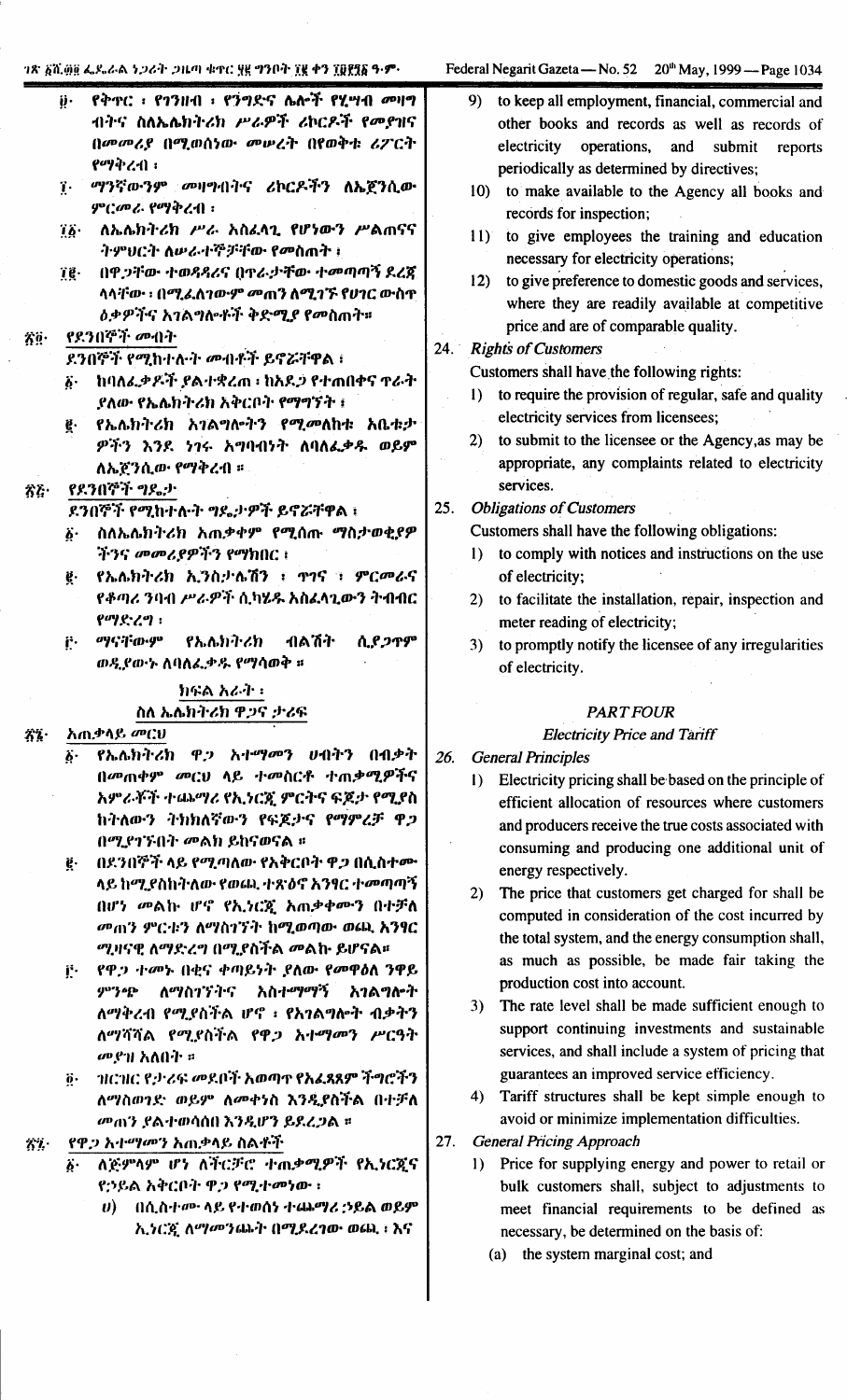፱· የቅጥር ፣ የገንዘብ ፣ የንግድና ሌሎች የሒሣብ መዛግብትንና ስለኤሌክትሪክ ሥራዎች ሪከርዶች የመያዝና በመመሪያ በሚወሰነው መሠረት በየወቅቱ ሪፖርት የማቅረብ ፣

፲· ማንኛውንም መዛግብትንና ሪከርዶችን ለኤጀንሲው ምርመራ የማቅረብ ፣

፲፩· ለኤሌክትሪክ ሥራ አስፈላጊ የሆነውን ሥልጠናና ትምህርት ለሠራተኞቻቸው የመስጠት ፣

፲፪· በዋጋቸው ተወዳዳሪና በጥራታቸው ተመጣጣኝ ደረጃ ላላቸው ፣ በሚፈለገውም መጠን ለሚገኙ የሀገር ውስጥ ዕቃዎችና አገልግሎቶች ቅድሚያ የመስጠት።

## ፳፬· የደንበኞች መብት

ደንበኞች የሚከተሉት መብቶች ይኖሯቸዋል ፤

፩· ከባለፈቃዶች ያልተቋረጠ ፣ ከአደጋ የተጠበቀና ጥራት ያለው የኤሌክትሪክ አቅርቦት የማግኘት ፤

፪· የኤሌክትሪክ አገልግሎትን የሚመለከቱ አቤቱታዎችን እንደ ነገሩ አግባብነት ለባለፈቃዱ ወይም ለኤጀንሲው የማቅረብ ።

## ፳፭· የደንበኞች ግዴታ

ደንበኞች የሚከተሉት ግዴታዎች ይኖሯቸዋል ፤

፩· ስለኤሌክትሪክ አጠቃቀም የሚሰጡ ማስታወቂያዎችንና መመሪያዎችን የማክበር ፤

፪· የኤሌክትሪክ ኢንስታሌሽን ፣ ጥገና ፣ ምርመራና የቆጣሪ ንባብ ሥራዎች ሲካሄዱ አስፈላጊውን ትብብር የማድረግ ፤

፫· ማናቸውም የኤሌክትሪክ ብልሽት ሲያጋጥም ወዲያውኑ ለባለፈቃዱ የማሳወቅ ።

## ክፍል አራት ፤
## ስለ ኤሌክትሪክ ዋጋና ታሪፍ

## ፳፮· አጠቃላይ መርህ

፩· የኤሌክትሪክ ዋጋ አተማመን ሀብትን በብቃት በመጠቀም መርህ ላይ ተመስርቶ ተጠቃሚዎችና አምራቾች ተጨማሪ የኢነርጂ ምርትና ፍጆታ የሚያስከትለውን ትክክለኛውን የፍጆታና የማምረቻ ዋጋ በሚያገኙበት መልክ ይከናወናል ።

፪· በደንበኞች ላይ የሚጣለው የአቅርቦት ዋጋ በሲስተሙ ላይ ከሚያስከትለው የወጪ ተጽዕኖ አንፃር ተመጣጣኝ በሆነ መልኩ ሆኖ የኢነርጂ አጠቃቀሙን በተቻለ መጠን ምርቱን ለማስገኘት ከሚወጣው ወጪ አንፃር ሚዛናዊ ለማድረግ በሚያስችል መልኩ ይሆናል።

፫· የዋጋ ተመኑ በቂና ቀጣይነት ያለው የመዋዕለ ንዋይ ምንጭ ለማስገኘትና አስተማማኝ አገልግሎት ለማቅረብ የሚያስችል ሆኖ ፣ የአገልግሎት ብቃትን ለማሻሻል የሚያስችል የዋጋ አተማመን ሥርዓት መያዝ አለበት ።

፬· ዝርዝር የታሪፍ መደቦች አወጣጥ የአፈጻጸም ችግሮችን ለማስወገድ ወይም ለመቀነስ እንዲያስችል በተቻለ መጠን ያልተወሳሰበ እንዲሆን ይደረጋል ።

## ፳፯· የዋጋ አተማመን አጠቃላይ ስልቶች

፩· ለጅምላም ሆነ ለችርቻሮ ተጠቃሚዎች የኢነርጂና የኃይል አቅርቦት ዋጋ የሚተመነው ፤

ሀ) በሲስተሙ ላይ የተወሰነ ተጨማሪ ኃይል ወይም ኢነርጂ ለማመንጨት በሚያደርገው ወጪ ፣ እና

9) to keep all employment, financial, commercial and other books and records as well as records of electricity operations, and submit reports periodically as determined by directives;

10) to make available to the Agency all books and records for inspection;

11) to give employees the training and education necessary for electricity operations;

12) to give preference to domestic goods and services, where they are readily available at competitive price and are of comparable quality.

## 24. *Rights of Customers*

Customers shall have the following rights:

1) to require the provision of regular, safe and quality electricity services from licensees;

2) to submit to the licensee or the Agency, as may be appropriate, any complaints related to electricity services.

## 25. *Obligations of Customers*

Customers shall have the following obligations:

1) to comply with notices and instructions on the use of electricity;

2) to facilitate the installation, repair, inspection and meter reading of electricity;

3) to promptly notify the licensee of any irregularities of electricity.

## *PART FOUR*
## *Electricity Price and Tariff*

## 26. *General Principles*

1) Electricity pricing shall be based on the principle of efficient allocation of resources where customers and producers receive the true costs associated with consuming and producing one additional unit of energy respectively.

2) The price that customers get charged for shall be computed in consideration of the cost incurred by the total system, and the energy consumption shall, as much as possible, be made fair taking the production cost into account.

3) The rate level shall be made sufficient enough to support continuing investments and sustainable services, and shall include a system of pricing that guarantees an improved service efficiency.

4) Tariff structures shall be kept simple enough to avoid or minimize implementation difficulties.

## 27. *General Pricing Approach*

1) Price for supplying energy and power to retail or bulk customers shall, subject to adjustments to meet financial requirements to be defined as necessary, be determined on the basis of:

(a) the system marginal cost; and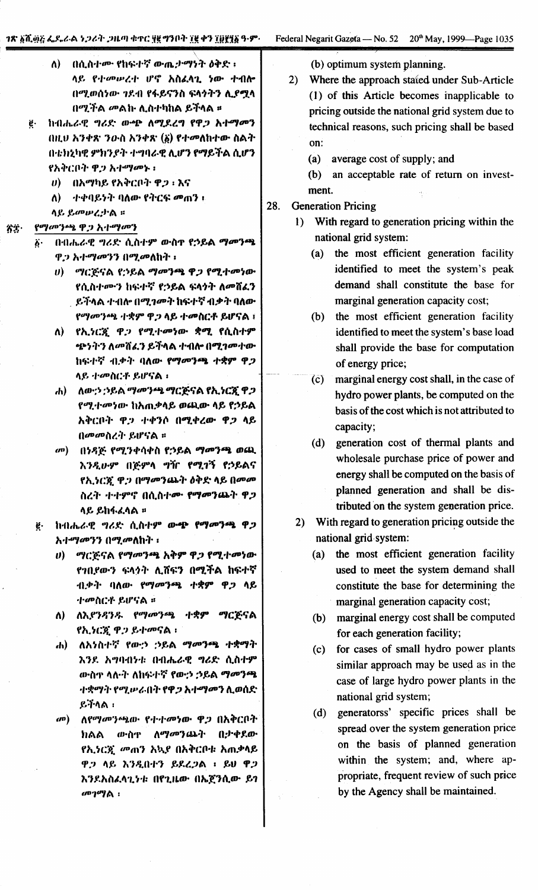ለ) በሲስተሙ የከፍተኛ ውጤታማነት ዕቅድ ፣ ላይ የተመሠረተ ሆኖ አስፈላጊ ነው ተብሎ በሚወሰነው ገደብ የፋይናንስ ፍላጎትን ሊያሟላ በሚችል መልኩ ሊስተካከል ይችላል ።

፪· ከብሔራዊ ግሪድ ውጭ ለሚደረግ የዋጋ አተማመን በዚህ አንቀጽ ንዑስ አንቀጽ (፩) የተመለከተው ስልት በቴክኒካዊ ምክንያት ተግባራዊ ሊሆን የማይችል ሲሆን የአቅርቦት ዋጋ አተማመኑ ፣

ሀ) በአማካይ የአቅርቦት ዋጋ ፣ እና

ለ) ተቀባይነት ባለው የትርፍ መጠን ፣

ላይ ይመሠረታል ።

፳፰· የማመንጫ ዋጋ አተማመን

፩· በብሔራዊ ግሪድ ሲስተም ውስጥ የኃይል ማመንጫ ዋጋ አተማመንን በሚመለከት ፣

ሀ) ማርጅናል የኃይል ማመንጫ ዋጋ የሚተመነው የሲስተሙን ከፍተኛ የኃይል ፍላጎት ለመሸፈን ይችላል ተብሎ በሚገመት ከፍተኛ ብቃት ባለው የማመንጫ ተቋም ዋጋ ላይ ተመስርቶ ይሆናል ፣

ለ) የኢነርጂ ዋጋ የሚተመነው ቋሚ የሲስተም ጭነትን ለመሸፈን ይችላል ተብሎ በሚገመተው ከፍተኛ ብቃት ባለው የማመንጫ ተቋም ዋጋ ላይ ተመስርቶ ይሆናል ፣

ሐ) ለውኃ ኃይል ማመንጫ ማርጅናል የኢነርጂ ዋጋ የሚተመነው ከአጠቃላይ ወጪው ላይ የኃይል አቅርቦት ዋጋ ተቀንሶ በሚቀረው ዋጋ ላይ በመመስረት ይሆናል ።

መ) በነዳጅ የሚንቀሳቀስ የኃይል ማመንጫ ወጪ እንዲሁም በጅምላ ግዥ የሚገኝ የኃይልና የኢነርጂ ዋጋ በማመንጨት ዕቅድ ላይ በመመስረት ተተምኖ በሲስተሙ የማመንጨት ዋጋ ላይ ይከፋፈላል ።

፪· ከብሔራዊ ግሪድ ሲስተም ውጭ የማመንጫ ዋጋ አተማመንን በሚመለከት ፣

ሀ) ማርጅናል የማመንጫ አቅም ዋጋ የሚተመነው የሲስተሙን ፍላጎት ሊሸፍን በሚችል ከፍተኛ ብቃት ባለው የማመንጫ ተቋም ዋጋ ላይ ተመስርቶ ይሆናል ።

ለ) ለእያንዳንዱ የማመንጫ ተቋም ማርጅናል የኢነርጂ ዋጋ ይተመናል ፣

ሐ) ለአነስተኛ የውኃ ኃይል ማመንጫ ተቋማት እንደ አግባብነቱ በብሔራዊ ግሪድ ሲስተም ውስጥ ላሉት ለከፍተኛ የውኃ ኃይል ማመንጫ ተቋማት የሚሠራበት የዋጋ አተማመን ሊወሰድ ይችላል ፣

መ) ለየማመንጫው የተተመነው ዋጋ በአቅርቦት ክልል ውስጥ ለማመንጨት በታቀደው የኢነርጂ መጠን አኳያ በአቅርቦቱ አጠቃላይ ዋጋ ላይ እንዲበተን ይደረጋል ፣ ይህ ዋጋ እንደአስፈላጊነቱ በየጊዜው በኤጀንሲው ይገመገማል ፣

(b) optimum system planning.

2) Where the approach stated under Sub-Article (1) of this Article becomes inapplicable to pricing outside the national grid system due to technical reasons, such pricing shall be based on:

(a) average cost of supply; and

(b) an acceptable rate of return on investment.

28. Generation Pricing

1) With regard to generation pricing within the national grid system:

(a) the most efficient generation facility identified to meet the system's peak demand shall constitute the base for marginal generation capacity cost;

(b) the most efficient generation facility identified to meet the system's base load shall provide the base for computation of energy price;

(c) marginal energy cost shall, in the case of hydro power plants, be computed on the basis of the cost which is not attributed to capacity;

(d) generation cost of thermal plants and wholesale purchase price of power and energy shall be computed on the basis of planned generation and shall be distributed on the system generation price.

2) With regard to generation pricing outside the national grid system:

(a) the most efficient generation facility used to meet the system demand shall constitute the base for determining the marginal generation capacity cost;

(b) marginal energy cost shall be computed for each generation facility;

(c) for cases of small hydro power plants similar approach may be used as in the case of large hydro power plants in the national grid system;

(d) generatorss' specific prices shall be spread over the system generation price on the basis of planned generation within the system; and, where appropriate, frequent review of such price by the Agency shall be maintained.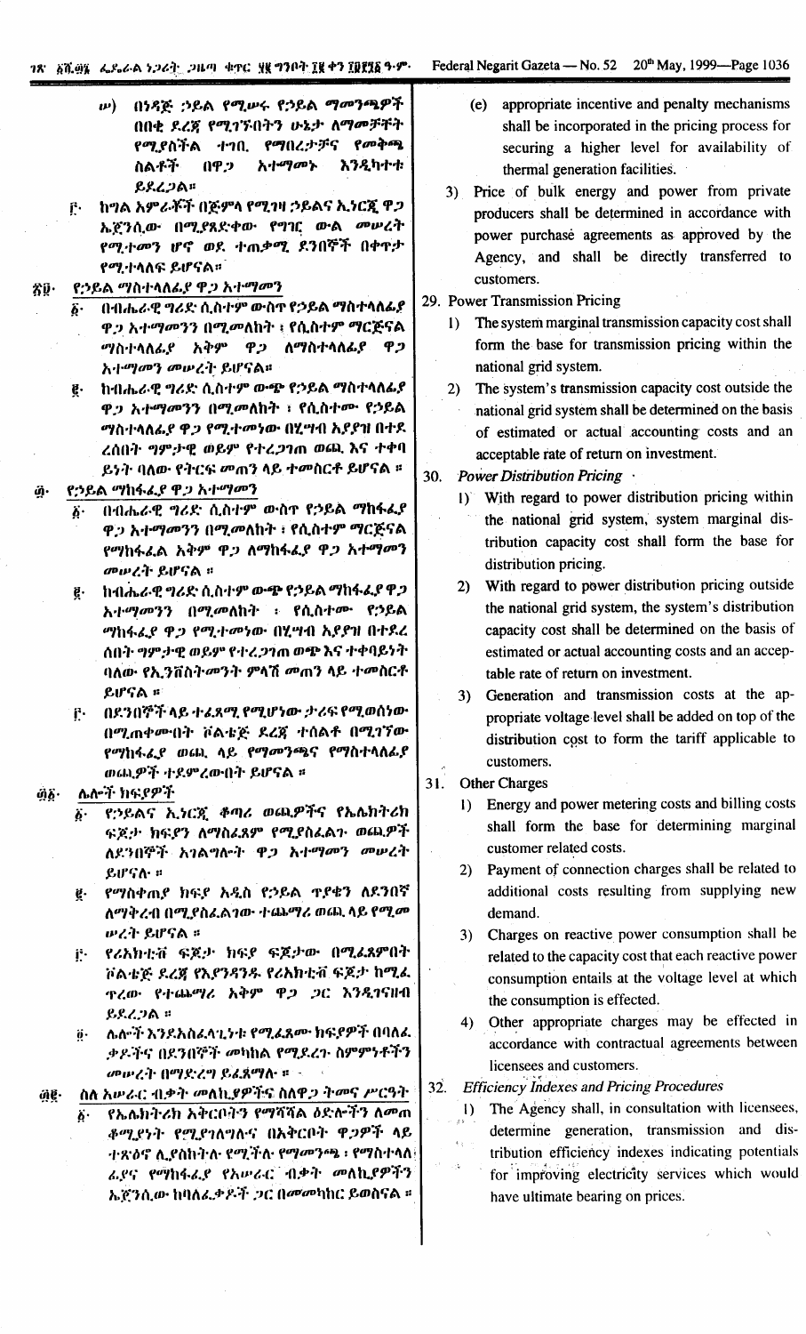ሠ) በነዳጅ ኃይል የሚሠሩ የኃይል ማመንጫዎች በበቂ ደረጃ የሚገኙበትን ሁኔታ ለማመቻቸት የሚያስችል ተገቢ የማበረታቻና የመቅጫ ስልቶች በዋጋ አተማመኑ እንዲካተቱ ይደረጋል።

፫· ከግል አምራቾች በጅምላ የሚገዛ ኃይልና ኢነርጂ ዋጋ ኤጀንሲው በሚያጸድቀው የግዢ ውል መሠረት የሚተመን ሆኖ ወደ ተጠቃሚ ደንበኞች በቀጥታ የሚተላለፍ ይሆናል።

፳፱· የኃይል ማስተላለፊያ ዋጋ አተማመን

፩· በብሔራዊ ግሪድ ሲስተም ውስጥ የኃይል ማስተላለፊያ ዋጋ አተማመንን በሚመለከት ፣ የሲስተም ማርጅናል ማስተላለፊያ አቅም ዋጋ ለማስተላለፊያ ዋጋ አተማመን መሠረት ይሆናል።

፪· ከብሔራዊ ግሪድ ሲስተም ውጭ የኃይል ማስተላለፊያ ዋጋ አተማመንን በሚመለከት ፣ የሲስተሙ የኃይል ማስተላለፊያ ዋጋ የሚተመነው በሂሣብ አያያዝ በተደረሰበት ግምታዊ ወይም የተረጋገጠ ወጪ እና ተቀባይነት ባለው የትርፍ መጠን ላይ ተመስርቶ ይሆናል ።

፴· የኃይል ማከፋፈያ ዋጋ አተማመን

፩· በብሔራዊ ግሪድ ሲስተም ውስጥ የኃይል ማከፋፈያ ዋጋ አተማመንን በሚመለከት ፣ የሲስተም ማርጅናል የማከፋፈል አቅም ዋጋ ለማከፋፈያ ዋጋ አተማመን መሠረት ይሆናል ።

፪· ከብሔራዊ ግሪድ ሲስተም ውጭ የኃይል ማከፋፈያ ዋጋ አተማመንን በሚመለከት ፣ የሲስተሙ የኃይል ማከፋፈያ ዋጋ የሚተመነው በሂሣብ አያያዝ በተደረሰበት ግምታዊ ወይም የተረጋገጠ ወጭ እና ተቀባይነት ባለው የኢንቨስትመንት ምላሽ መጠን ላይ ተመስርቶ ይሆናል ።

፫· በደንበኞች ላይ ተፈጻሚ የሚሆነው ታሪፍ የሚወሰነው በሚጠቀሙበት ቮልቴጅ ደረጃ ተሰልቶ በሚገኘው የማከፋፈያ ወጪ ላይ የማመንጫና የማስተላለፊያ ወጪዎች ተደምረውበት ይሆናል ።

፴፩· ሌሎች ክፍያዎች

፩· የኃይልና ኢነርጂ ቆጣሪ ወጪዎችና የኤሌክትሪክ ፍጆታ ክፍያን ለማሰፈጸም የሚያስፈልጉ ወጪዎች ለደንበኞች አገልግሎት ዋጋ አተማመን መሠረት ይሆናሉ ።

፪· የማስቀጠያ ክፍያ አዲስ የኃይል ጥያቄን ለደንበኛ ለማቅረብ በሚያስፈልገው ተጨማሪ ወጪ ላይ የሚመሠረት ይሆናል ።

፫· የሪአክቲቭ ፍጆታ ክፍያ ፍጆታው በሚፈጸምበት ቮልቴጅ ደረጃ የእያንዳንዱ የሪአክቲቭ ፍጆታ ከሚፈጥረው የተጨማሪ አቅም ዋጋ ጋር እንዲገናዘብ ይደረጋል ።

፬· ሌሎች እንደአስፈላጊነቱ የሚፈጸሙ ክፍያዎች በባለፈቃዶችና በደንበኞች መካከል የሚደረጉ ስምምነቶችን መሠረት በማድረግ ይፈጸማሉ ።

፴፪· ስለ አሠራር ብቃት መለኪያዎችና ስለዋጋ ትመና ሥርዓት

፩· የኤሌክትሪክ አቅርቦትን የማሻሻል ዕድሎችን ለመጠቆሚያነት የሚያገለግሉና በአቅርቦት ዋጋዎች ላይ ተጽዕኖ ሊያስከትሉ የሚችሉ የማመንጫ ፣ የማስተላለፊያና የማከፋፈያ የአሠራር ብቃት መለኪያዎችን ኤጀንሲው ከባለፈቃዶች ጋር በመመካከር ይወስናል ።

(e) appropriate incentive and penalty mechanisms shall be incorporated in the pricing process for securing a higher level for availability of thermal generation facilities.

3) Price of bulk energy and power from private producers shall be determined in accordance with power purchase agreements as approved by the Agency, and shall be directly transferred to customers.

29. Power Transmission Pricing

1) The system marginal transmission capacity cost shall form the base for transmission pricing within the national grid system.

2) The system's transmission capacity cost outside the national grid system shall be determined on the basis of estimated or actual accounting costs and an acceptable rate of return on investment.

30. *Power Distribution Pricing*

1) With regard to power distribution pricing within the national grid system, system marginal distribution capacity cost shall form the base for distribution pricing.

2) With regard to power distribution pricing outside the national grid system, the system's distribution capacity cost shall be determined on the basis of estimated or actual accounting costs and an acceptable rate of return on investment.

3) Generation and transmission costs at the appropriate voltage level shall be added on top of the distribution cost to form the tariff applicable to customers.

31. Other Charges

1) Energy and power metering costs and billing costs shall form the base for determining marginal customer related costs.

2) Payment of connection charges shall be related to additional costs resulting from supplying new demand.

3) Charges on reactive power consumption shall be related to the capacity cost that each reactive power consumption entails at the voltage level at which the consumption is effected.

4) Other appropriate charges may be effected in accordance with contractual agreements between licensees and customers.

32. *Efficiency Indexes and Pricing Procedures*

1) The Agency shall, in consultation with licensees, determine generation, transmission and distribution efficiency indexes indicating potentials for improving electricity services which would have ultimate bearing on prices.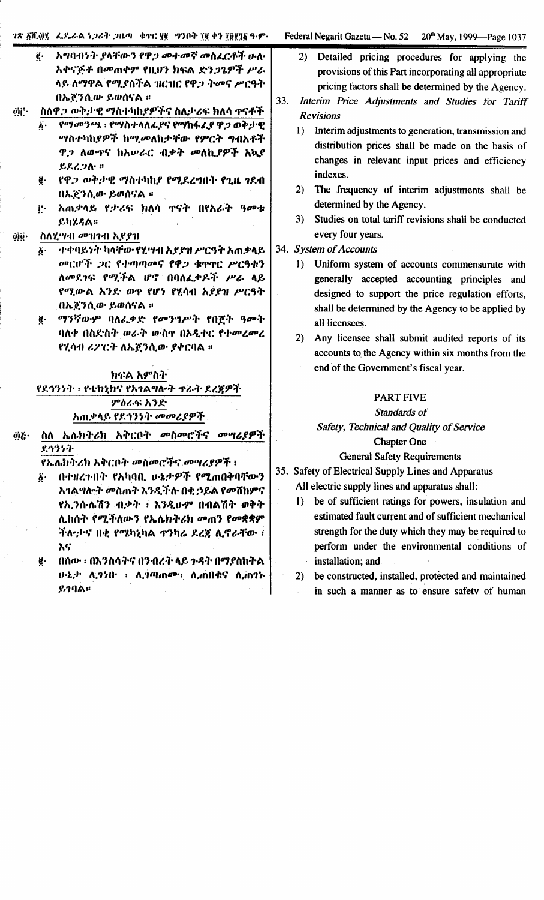፪· አግባብነት ያላቸውን የዋጋ መተመኛ መስፈርቶች ሁሉ አቀናጅቶ በመጠቀም የዚህን ክፍል ድንጋጌዎች ሥራ ላይ ለማዋል የሚያስችል ዝርዝር የዋጋ ትመና ሥርዓት በኤጀንሲው ይወሰናል ።

፴፫· ስለዋጋ ወቅታዊ ማስተካከያዎችና ስለታሪፍ ክለሳ ጥናቶች

፩· የማመንጫ ፡ የማስተላለፊያና የማከፋፈያ ዋጋ ወቅታዊ ማስተካከያዎች ከሚመለከታቸው የምርት ግብአቶች ዋጋ ለውጥና ከአሠራር ብቃት መለኪያዎች አኳያ ይደረጋሉ ።

፪· የዋጋ ወቅታዊ ማስተካከያ የሚደረግበት የጊዜ ገደብ በኤጀንሲው ይወሰናል ።

፫· አጠቃላይ የታሪፍ ክለሳ ጥናት በየአራት ዓመቱ ይከናወናል።

፴፬· ስለሂሣብ መዝገብ አያያዝ

፩· ተቀባይነት ካላቸው የሂሣብ አያያዝ ሥርዓት አጠቃላይ መርሆች ጋር የተጣጣመና የዋጋ ቁጥጥር ሥርዓቱን ለመደገፍ የሚችል ሆኖ በባለፈቃዶች ሥራ ላይ የሚውል አንድ ወጥ የሆነ የሂሳብ አያያዝ ሥርዓት በኤጀንሲው ይወሰናል ።

፪· ማንኛውም ባለፈቃድ የመንግሥት የበጀት ዓመት ባለቀ በስድስት ወራት ውስጥ በኦዲተር የተመረመረ የሂሳብ ሪፖርት ለኤጀንሲው ያቀርባል ።

## ክፍል አምስት

### የደኅንነት ፡ የቴክኒክና የአገልግሎት ጥራት ደረጃዎች

### ምዕራፍ አንድ

### አጠቃላይ የደኅንነት መመሪያዎች

፴፭· ስለ ኤሌክትሪክ አቅርቦት መስመሮችና መሣሪያዎች ደኅንነት

የኤሌክትሪክ አቅርቦት መስመሮችና መሣሪያዎች ፣

፩· በተዘረጉበት የአካባቢ ሁኔታዎች የሚጠበቅባቸውን አገልግሎት መስጠት እንዲችሉ በቂ ኃይል የመሸከምና የኢንሱሌሽን ብቃት ፣ እንዲሁም በብልሽት ወቅት ሊከሰት የሚችለውን የኤሌክትሪክ መጠን የመቋቋም ችሎታና በቂ የሜካኒካል ጥንካሬ ደረጃ ሊኖራቸው ፣ እና

፪· በሰው ፣ በእንስሳትና በንብረት ላይ ጉዳት በማያስከትል ሁኔታ ሊገነቡ ፣ ሊገጠሙ፣ ሊጠበቁና ሊጠገኑ ይገባል።

2) Detailed pricing procedures for applying the provisions of this Part incorporating all appropriate pricing factors shall be determined by the Agency.

33. *Interim Price Adjustments and Studies for Tariff Revisions*

1) Interim adjustments to generation, transmission and distribution prices shall be made on the basis of changes in relevant input prices and efficiency indexes.

2) The frequency of interim adjustments shall be determined by the Agency.

3) Studies on total tariff revisions shall be conducted every four years.

34. *System of Accounts*

1) Uniform system of accounts commensurate with generally accepted accounting principles and designed to support the price regulation efforts, shall be determined by the Agency to be applied by all licensees.

2) Any licensee shall submit audited reports of its accounts to the Agency within six months from the end of the Government's fiscal year.

## PART FIVE

### *Standards of Safety, Technical and Quality of Service*

### Chapter One

### General Safety Requirements

35. Safety of Electrical Supply Lines and Apparatus

All electric supply lines and apparatus shall:

1) be of sufficient ratings for powers, insulation and estimated fault current and of sufficient mechanical strength for the duty which they may be required to perform under the environmental conditions of installation; and

2) be constructed, installed, protected and maintained in such a manner as to ensure safety of human